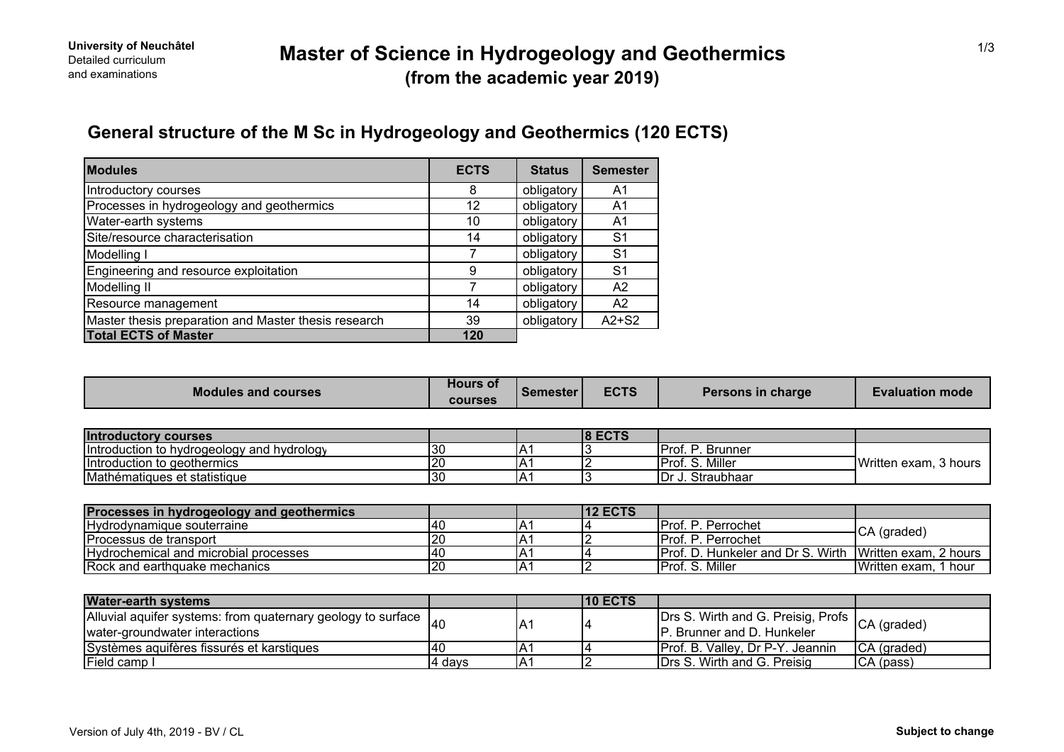**University of Neuchâtel**
Detailed curriculum
and examinations

# Master of Science in Hydrogeology and Geothermics
## (from the academic year 2019)

## General structure of the M Sc in Hydrogeology and Geothermics (120 ECTS)

| Modules | ECTS | Status | Semester |
|---|---|---|---|
| Introductory courses | 8 | obligatory | A1 |
| Processes in hydrogeology and geothermics | 12 | obligatory | A1 |
| Water-earth systems | 10 | obligatory | A1 |
| Site/resource characterisation | 14 | obligatory | S1 |
| Modelling I | 7 | obligatory | S1 |
| Engineering and resource exploitation | 9 | obligatory | S1 |
| Modelling II | 7 | obligatory | A2 |
| Resource management | 14 | obligatory | A2 |
| Master thesis preparation and Master thesis research | 39 | obligatory | A2+S2 |
| **Total ECTS of Master** | **120** | | |

| Modules and courses | Hours of courses | Semester | ECTS | Persons in charge | Evaluation mode |
|---|---|---|---|---|---|
| **Introductory courses** | | | **8 ECTS** | | |
| Introduction to hydrogeology and hydrology | 30 | A1 | 3 | Prof. P. Brunner | Written exam, 3 hours |
| Introduction to geothermics | 20 | A1 | 2 | Prof. S. Miller | |
| Mathématiques et statistique | 30 | A1 | 3 | Dr J. Straubhaar | |
| **Processes in hydrogeology and geothermics** | | | **12 ECTS** | | |
| Hydrodynamique souterraine | 40 | A1 | 4 | Prof. P. Perrochet | CA (graded) |
| Processus de transport | 20 | A1 | 2 | Prof. P. Perrochet | |
| Hydrochemical and microbial processes | 40 | A1 | 4 | Prof. D. Hunkeler and Dr S. Wirth | Written exam, 2 hours |
| Rock and earthquake mechanics | 20 | A1 | 2 | Prof. S. Miller | Written exam, 1 hour |
| **Water-earth systems** | | | **10 ECTS** | | |
| Alluvial aquifer systems: from quaternary geology to surface water-groundwater interactions | 40 | A1 | 4 | Drs S. Wirth and G. Preisig, Profs P. Brunner and D. Hunkeler | CA (graded) |
| Systèmes aquifères fissurés et karstiques | 40 | A1 | 4 | Prof. B. Valley, Dr P-Y. Jeannin | CA (graded) |
| Field camp I | 4 days | A1 | 2 | Drs S. Wirth and G. Preisig | CA (pass) |

Version of July 4th, 2019 - BV / CL

**Subject to change**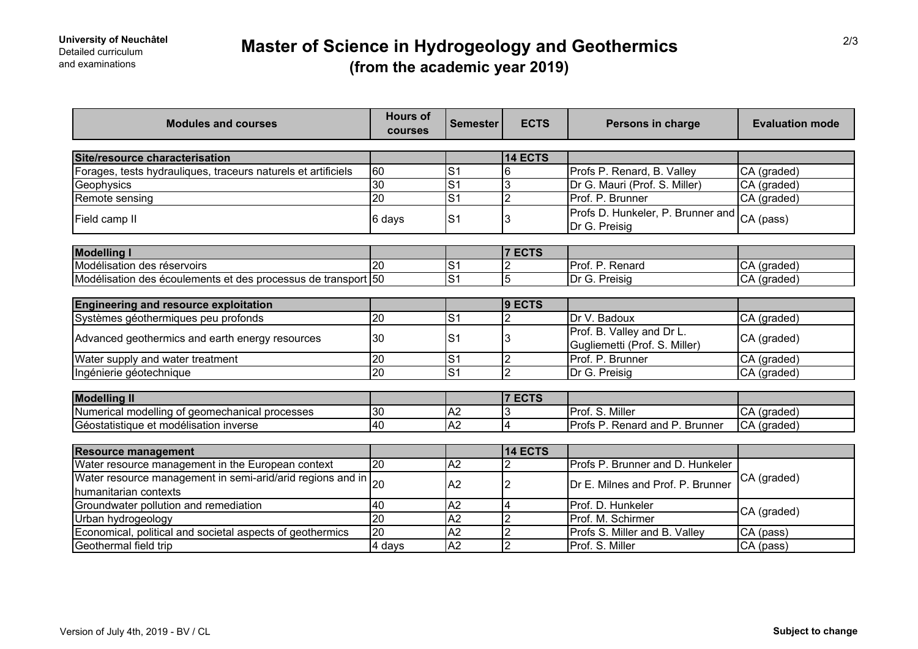University of Neuchâtel
Detailed curriculum
and examinations

# Master of Science in Hydrogeology and Geothermics
## (from the academic year 2019)

| Modules and courses | Hours of courses | Semester | ECTS | Persons in charge | Evaluation mode |
|---|---|---|---|---|---|
| **Site/resource characterisation** | | | **14 ECTS** | | |
| Forages, tests hydrauliques, traceurs naturels et artificiels | 60 | S1 | 6 | Profs P. Renard, B. Valley | CA (graded) |
| Geophysics | 30 | S1 | 3 | Dr G. Mauri (Prof. S. Miller) | CA (graded) |
| Remote sensing | 20 | S1 | 2 | Prof. P. Brunner | CA (graded) |
| Field camp II | 6 days | S1 | 3 | Profs D. Hunkeler, P. Brunner and Dr G. Preisig | CA (pass) |
| **Modelling I** | | | **7 ECTS** | | |
| Modélisation des réservoirs | 20 | S1 | 2 | Prof. P. Renard | CA (graded) |
| Modélisation des écoulements et des processus de transport | 50 | S1 | 5 | Dr G. Preisig | CA (graded) |
| **Engineering and resource exploitation** | | | **9 ECTS** | | |
| Systèmes géothermiques peu profonds | 20 | S1 | 2 | Dr V. Badoux | CA (graded) |
| Advanced geothermics and earth energy resources | 30 | S1 | 3 | Prof. B. Valley and Dr L. Gugliemetti (Prof. S. Miller) | CA (graded) |
| Water supply and water treatment | 20 | S1 | 2 | Prof. P. Brunner | CA (graded) |
| Ingénierie géotechnique | 20 | S1 | 2 | Dr G. Preisig | CA (graded) |
| **Modelling II** | | | **7 ECTS** | | |
| Numerical modelling of geomechanical processes | 30 | A2 | 3 | Prof. S. Miller | CA (graded) |
| Géostatistique et modélisation inverse | 40 | A2 | 4 | Profs P. Renard and P. Brunner | CA (graded) |
| **Resource management** | | | **14 ECTS** | | |
| Water resource management in the European context | 20 | A2 | 2 | Profs P. Brunner and D. Hunkeler | CA (graded) |
| Water resource management in semi-arid/arid regions and in humanitarian contexts | 20 | A2 | 2 | Dr E. Milnes and Prof. P. Brunner | |
| Groundwater pollution and remediation | 40 | A2 | 4 | Prof. D. Hunkeler | CA (graded) |
| Urban hydrogeology | 20 | A2 | 2 | Prof. M. Schirmer | |
| Economical, political and societal aspects of geothermics | 20 | A2 | 2 | Profs S. Miller and B. Valley | CA (pass) |
| Geothermal field trip | 4 days | A2 | 2 | Prof. S. Miller | CA (pass) |

Version of July 4th, 2019 - BV / CL

**Subject to change**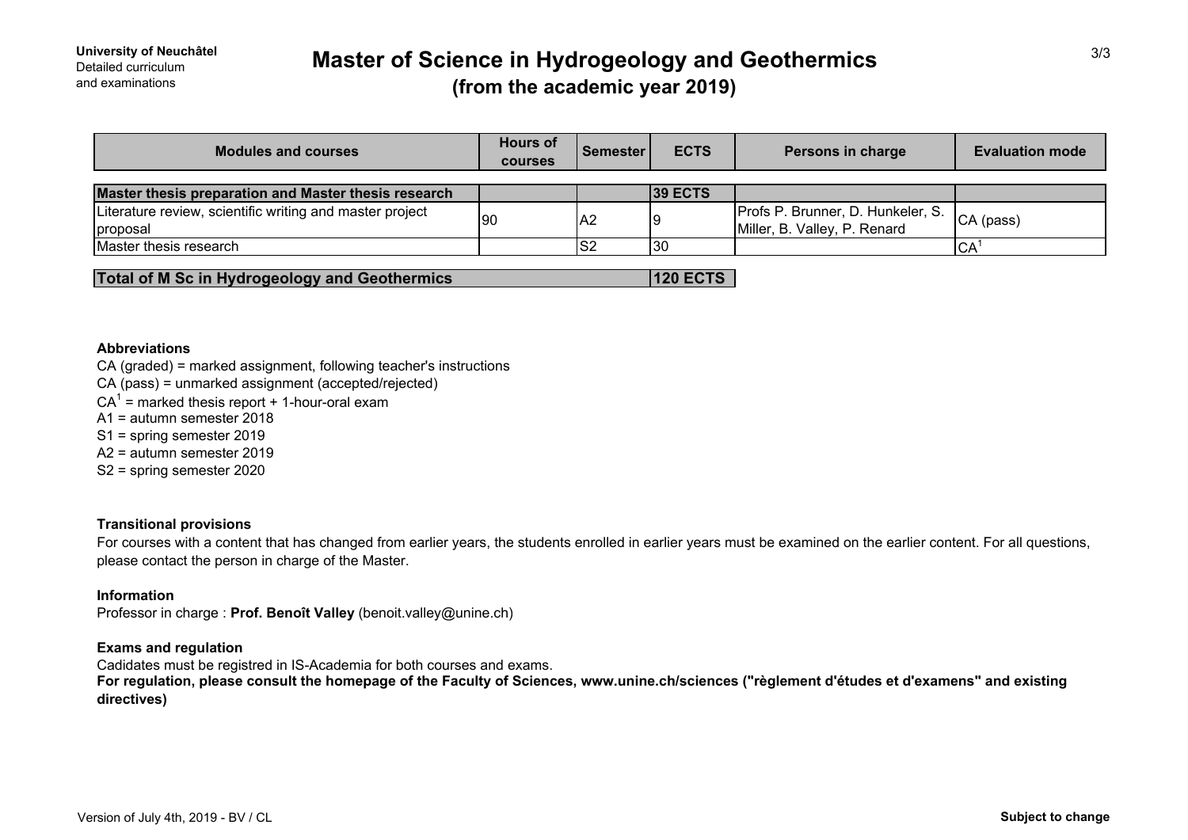**University of Neuchâtel**
Detailed curriculum
and examinations

# Master of Science in Hydrogeology and Geothermics
## (from the academic year 2019)

| Modules and courses | Hours of courses | Semester | ECTS | Persons in charge | Evaluation mode |
|---|---|---|---|---|---|
| **Master thesis preparation and Master thesis research** | | | **39 ECTS** | | |
| Literature review, scientific writing and master project proposal | 90 | A2 | 9 | Profs P. Brunner, D. Hunkeler, S. Miller, B. Valley, P. Renard | CA (pass) |
| Master thesis research | | S2 | 30 | | CA[1] |
| **Total of M Sc in Hydrogeology and Geothermics** | | | **120 ECTS** | | |

**Abbreviations**

CA (graded) = marked assignment, following teacher's instructions
CA (pass) = unmarked assignment (accepted/rejected)
CA[1] = marked thesis report + 1-hour-oral exam
A1 = autumn semester 2018
S1 = spring semester 2019
A2 = autumn semester 2019
S2 = spring semester 2020

**Transitional provisions**

For courses with a content that has changed from earlier years, the students enrolled in earlier years must be examined on the earlier content. For all questions, please contact the person in charge of the Master.

**Information**

Professor in charge : **Prof. Benoît Valley** (benoit.valley@unine.ch)

**Exams and regulation**

Cadidates must be registred in IS-Academia for both courses and exams.
**For regulation, please consult the homepage of the Faculty of Sciences, www.unine.ch/sciences ("règlement d'études et d'examens" and existing directives)**

Version of July 4th, 2019 - BV / CL

**Subject to change**